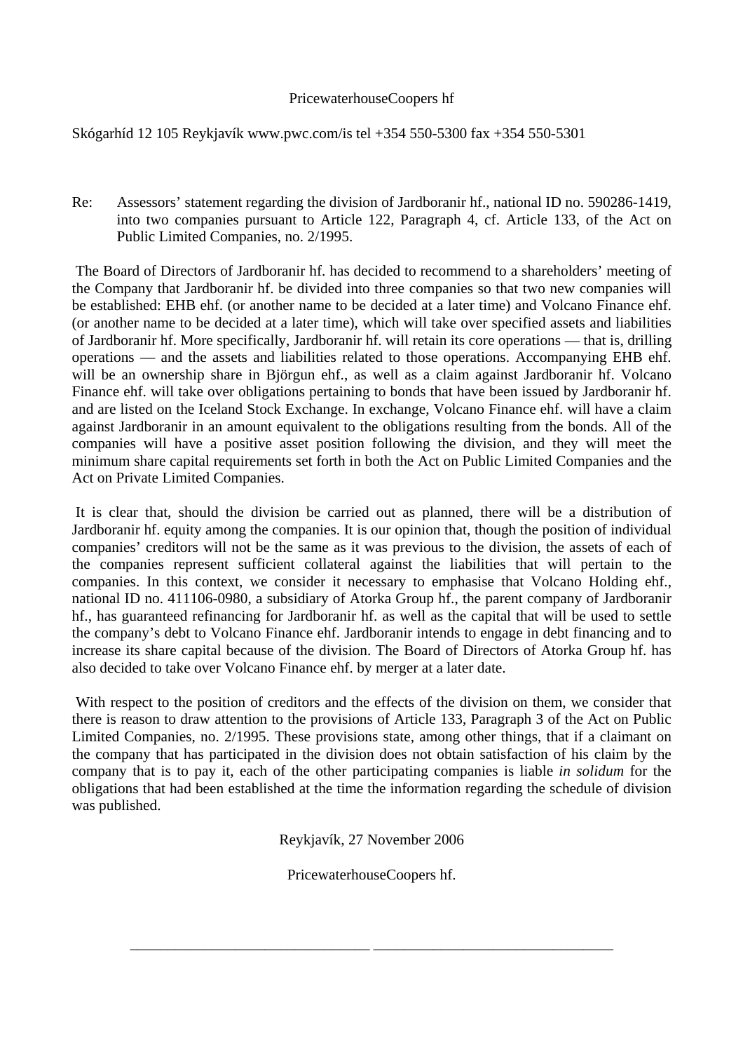PricewaterhouseCoopers hf

Skógarhíd 12 105 Reykjavík www.pwc.com/is tel +354 550-5300 fax +354 550-5301

Re: Assessors' statement regarding the division of Jardboranir hf., national ID no. 590286-1419, into two companies pursuant to Article 122, Paragraph 4, cf. Article 133, of the Act on Public Limited Companies, no. 2/1995.

The Board of Directors of Jardboranir hf. has decided to recommend to a shareholders' meeting of the Company that Jardboranir hf. be divided into three companies so that two new companies will be established: EHB ehf. (or another name to be decided at a later time) and Volcano Finance ehf. (or another name to be decided at a later time), which will take over specified assets and liabilities of Jardboranir hf. More specifically, Jardboranir hf. will retain its core operations — that is, drilling operations — and the assets and liabilities related to those operations. Accompanying EHB ehf. will be an ownership share in Björgun ehf., as well as a claim against Jardboranir hf. Volcano Finance ehf. will take over obligations pertaining to bonds that have been issued by Jardboranir hf. and are listed on the Iceland Stock Exchange. In exchange, Volcano Finance ehf. will have a claim against Jardboranir in an amount equivalent to the obligations resulting from the bonds. All of the companies will have a positive asset position following the division, and they will meet the minimum share capital requirements set forth in both the Act on Public Limited Companies and the Act on Private Limited Companies.

It is clear that, should the division be carried out as planned, there will be a distribution of Jardboranir hf. equity among the companies. It is our opinion that, though the position of individual companies' creditors will not be the same as it was previous to the division, the assets of each of the companies represent sufficient collateral against the liabilities that will pertain to the companies. In this context, we consider it necessary to emphasise that Volcano Holding ehf., national ID no. 411106-0980, a subsidiary of Atorka Group hf., the parent company of Jardboranir hf., has guaranteed refinancing for Jardboranir hf. as well as the capital that will be used to settle the company's debt to Volcano Finance ehf. Jardboranir intends to engage in debt financing and to increase its share capital because of the division. The Board of Directors of Atorka Group hf. has also decided to take over Volcano Finance ehf. by merger at a later date.

With respect to the position of creditors and the effects of the division on them, we consider that there is reason to draw attention to the provisions of Article 133, Paragraph 3 of the Act on Public Limited Companies, no. 2/1995. These provisions state, among other things, that if a claimant on the company that has participated in the division does not obtain satisfaction of his claim by the company that is to pay it, each of the other participating companies is liable *in solidum* for the obligations that had been established at the time the information regarding the schedule of division was published.

Reykjavík, 27 November 2006

PricewaterhouseCoopers hf.

\_\_\_\_\_\_\_\_\_\_\_\_\_\_\_\_\_\_\_\_\_\_\_\_\_\_\_\_\_\_\_\_ \_\_\_\_\_\_\_\_\_\_\_\_\_\_\_\_\_\_\_\_\_\_\_\_\_\_\_\_\_\_\_\_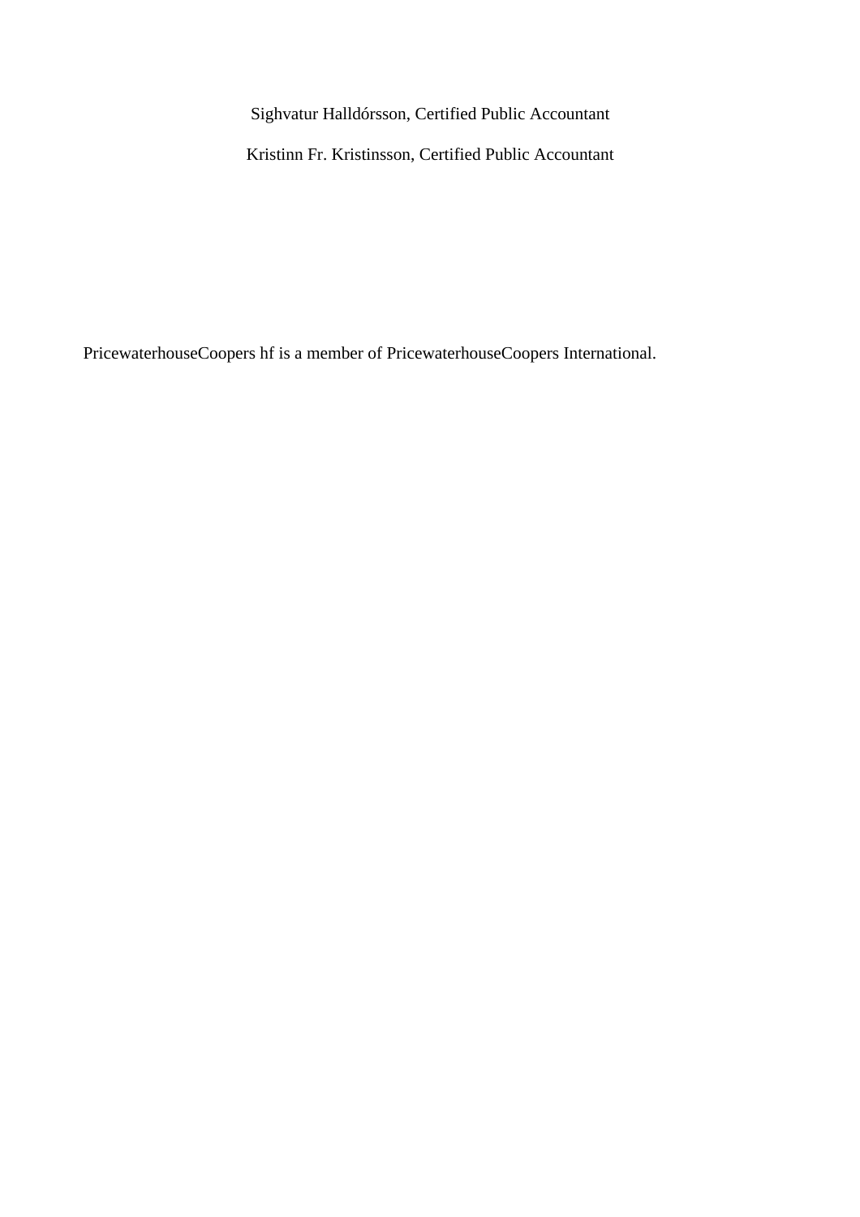Sighvatur Halldórsson, Certified Public Accountant

Kristinn Fr. Kristinsson, Certified Public Accountant

PricewaterhouseCoopers hf is a member of PricewaterhouseCoopers International.